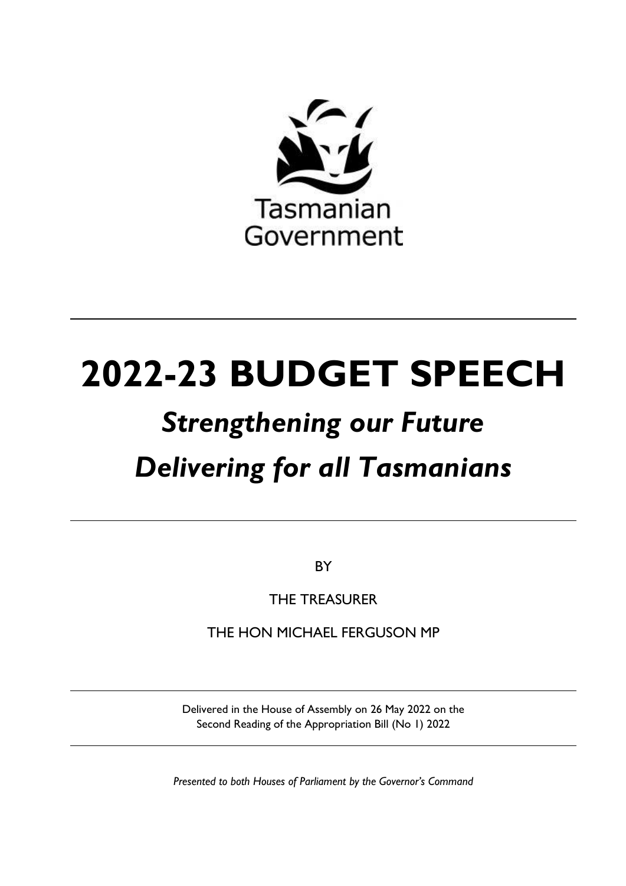Tasmanian Government

---

# 2022-23 BUDGET SPEECH

## *Strengthening our Future*

## *Delivering for all Tasmanians*

---

BY

THE TREASURER

THE HON MICHAEL FERGUSON MP

---

Delivered in the House of Assembly on 26 May 2022 on the Second Reading of the Appropriation Bill (No 1) 2022

---

*Presented to both Houses of Parliament by the Governor's Command*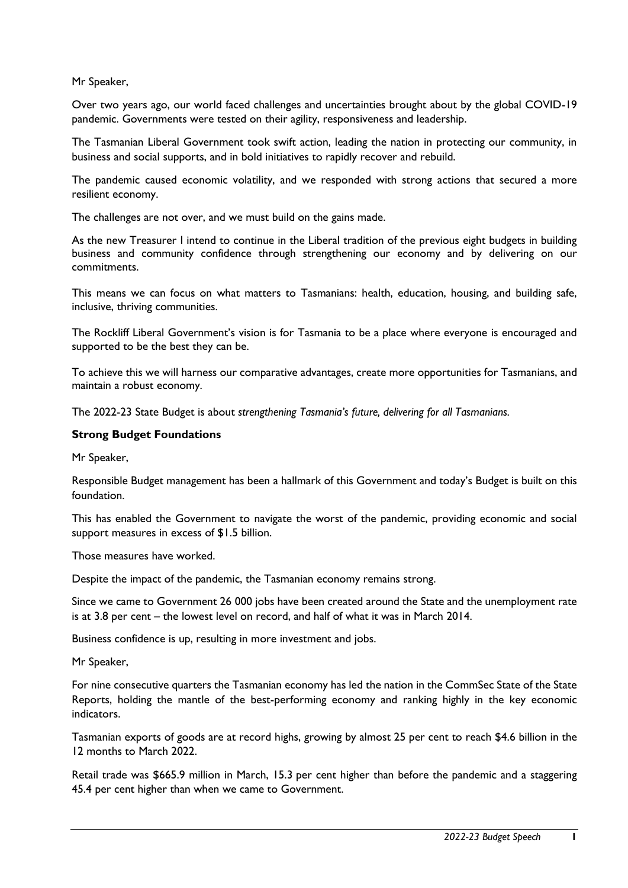Mr Speaker,

Over two years ago, our world faced challenges and uncertainties brought about by the global COVID-19 pandemic. Governments were tested on their agility, responsiveness and leadership.

The Tasmanian Liberal Government took swift action, leading the nation in protecting our community, in business and social supports, and in bold initiatives to rapidly recover and rebuild.

The pandemic caused economic volatility, and we responded with strong actions that secured a more resilient economy.

The challenges are not over, and we must build on the gains made.

As the new Treasurer I intend to continue in the Liberal tradition of the previous eight budgets in building business and community confidence through strengthening our economy and by delivering on our commitments.

This means we can focus on what matters to Tasmanians: health, education, housing, and building safe, inclusive, thriving communities.

The Rockliff Liberal Government's vision is for Tasmania to be a place where everyone is encouraged and supported to be the best they can be.

To achieve this we will harness our comparative advantages, create more opportunities for Tasmanians, and maintain a robust economy.

The 2022-23 State Budget is about *strengthening Tasmania's future, delivering for all Tasmanians.*

**Strong Budget Foundations**

Mr Speaker,

Responsible Budget management has been a hallmark of this Government and today's Budget is built on this foundation.

This has enabled the Government to navigate the worst of the pandemic, providing economic and social support measures in excess of $1.5 billion.

Those measures have worked.

Despite the impact of the pandemic, the Tasmanian economy remains strong.

Since we came to Government 26 000 jobs have been created around the State and the unemployment rate is at 3.8 per cent – the lowest level on record, and half of what it was in March 2014.

Business confidence is up, resulting in more investment and jobs.

Mr Speaker,

For nine consecutive quarters the Tasmanian economy has led the nation in the CommSec State of the State Reports, holding the mantle of the best-performing economy and ranking highly in the key economic indicators.

Tasmanian exports of goods are at record highs, growing by almost 25 per cent to reach $4.6 billion in the 12 months to March 2022.

Retail trade was $665.9 million in March, 15.3 per cent higher than before the pandemic and a staggering 45.4 per cent higher than when we came to Government.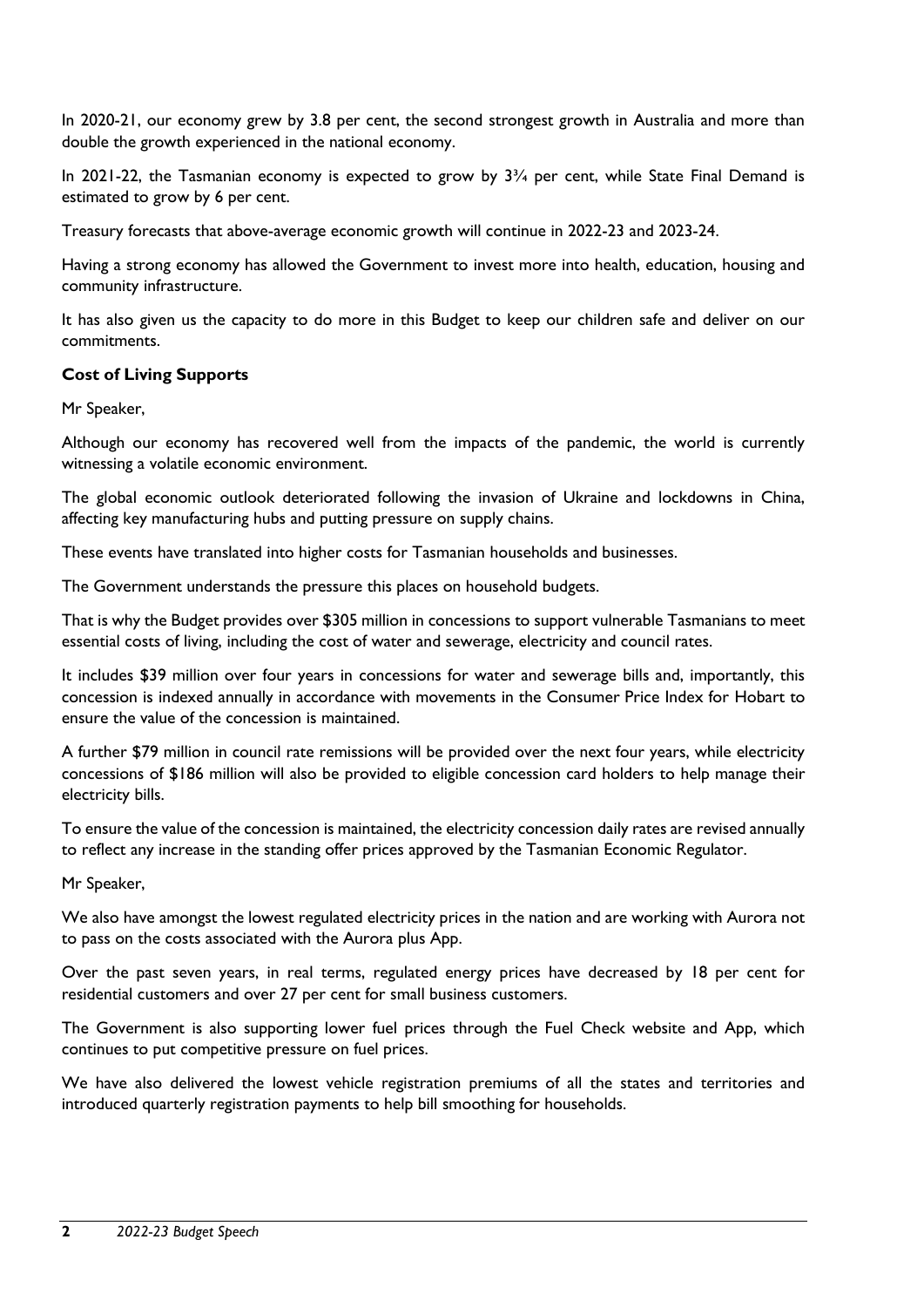In 2020-21, our economy grew by 3.8 per cent, the second strongest growth in Australia and more than double the growth experienced in the national economy.

In 2021-22, the Tasmanian economy is expected to grow by 3¾ per cent, while State Final Demand is estimated to grow by 6 per cent.

Treasury forecasts that above-average economic growth will continue in 2022-23 and 2023-24.

Having a strong economy has allowed the Government to invest more into health, education, housing and community infrastructure.

It has also given us the capacity to do more in this Budget to keep our children safe and deliver on our commitments.

**Cost of Living Supports**

Mr Speaker,

Although our economy has recovered well from the impacts of the pandemic, the world is currently witnessing a volatile economic environment.

The global economic outlook deteriorated following the invasion of Ukraine and lockdowns in China, affecting key manufacturing hubs and putting pressure on supply chains.

These events have translated into higher costs for Tasmanian households and businesses.

The Government understands the pressure this places on household budgets.

That is why the Budget provides over $305 million in concessions to support vulnerable Tasmanians to meet essential costs of living, including the cost of water and sewerage, electricity and council rates.

It includes $39 million over four years in concessions for water and sewerage bills and, importantly, this concession is indexed annually in accordance with movements in the Consumer Price Index for Hobart to ensure the value of the concession is maintained.

A further $79 million in council rate remissions will be provided over the next four years, while electricity concessions of $186 million will also be provided to eligible concession card holders to help manage their electricity bills.

To ensure the value of the concession is maintained, the electricity concession daily rates are revised annually to reflect any increase in the standing offer prices approved by the Tasmanian Economic Regulator.

Mr Speaker,

We also have amongst the lowest regulated electricity prices in the nation and are working with Aurora not to pass on the costs associated with the Aurora plus App.

Over the past seven years, in real terms, regulated energy prices have decreased by 18 per cent for residential customers and over 27 per cent for small business customers.

The Government is also supporting lower fuel prices through the Fuel Check website and App, which continues to put competitive pressure on fuel prices.

We have also delivered the lowest vehicle registration premiums of all the states and territories and introduced quarterly registration payments to help bill smoothing for households.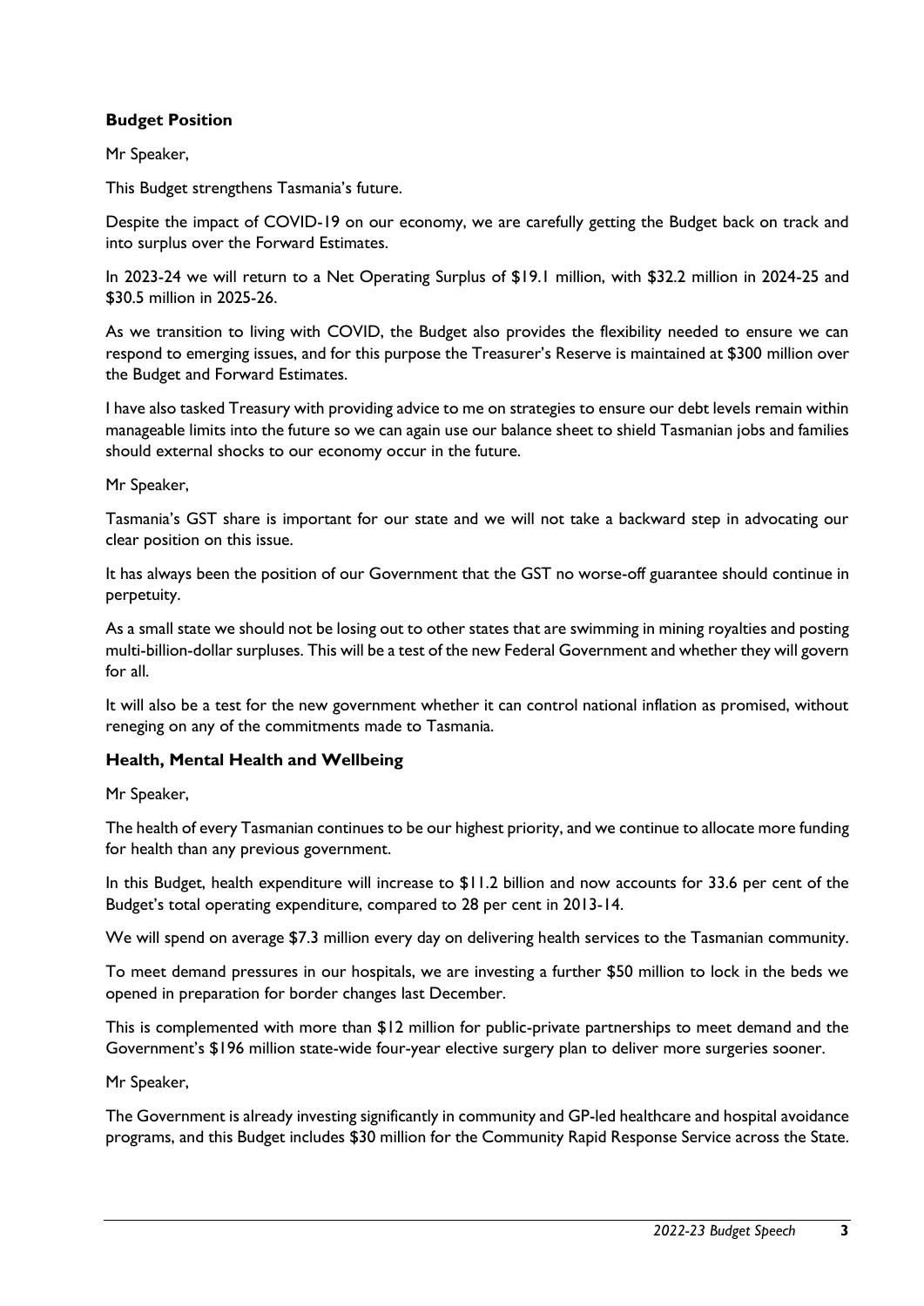**Budget Position**

Mr Speaker,

This Budget strengthens Tasmania's future.

Despite the impact of COVID-19 on our economy, we are carefully getting the Budget back on track and into surplus over the Forward Estimates.

In 2023-24 we will return to a Net Operating Surplus of $19.1 million, with $32.2 million in 2024-25 and $30.5 million in 2025-26.

As we transition to living with COVID, the Budget also provides the flexibility needed to ensure we can respond to emerging issues, and for this purpose the Treasurer's Reserve is maintained at $300 million over the Budget and Forward Estimates.

I have also tasked Treasury with providing advice to me on strategies to ensure our debt levels remain within manageable limits into the future so we can again use our balance sheet to shield Tasmanian jobs and families should external shocks to our economy occur in the future.

Mr Speaker,

Tasmania's GST share is important for our state and we will not take a backward step in advocating our clear position on this issue.

It has always been the position of our Government that the GST no worse-off guarantee should continue in perpetuity.

As a small state we should not be losing out to other states that are swimming in mining royalties and posting multi-billion-dollar surpluses. This will be a test of the new Federal Government and whether they will govern for all.

It will also be a test for the new government whether it can control national inflation as promised, without reneging on any of the commitments made to Tasmania.

**Health, Mental Health and Wellbeing**

Mr Speaker,

The health of every Tasmanian continues to be our highest priority, and we continue to allocate more funding for health than any previous government.

In this Budget, health expenditure will increase to $11.2 billion and now accounts for 33.6 per cent of the Budget's total operating expenditure, compared to 28 per cent in 2013-14.

We will spend on average $7.3 million every day on delivering health services to the Tasmanian community.

To meet demand pressures in our hospitals, we are investing a further $50 million to lock in the beds we opened in preparation for border changes last December.

This is complemented with more than $12 million for public-private partnerships to meet demand and the Government's $196 million state-wide four-year elective surgery plan to deliver more surgeries sooner.

Mr Speaker,

The Government is already investing significantly in community and GP-led healthcare and hospital avoidance programs, and this Budget includes $30 million for the Community Rapid Response Service across the State.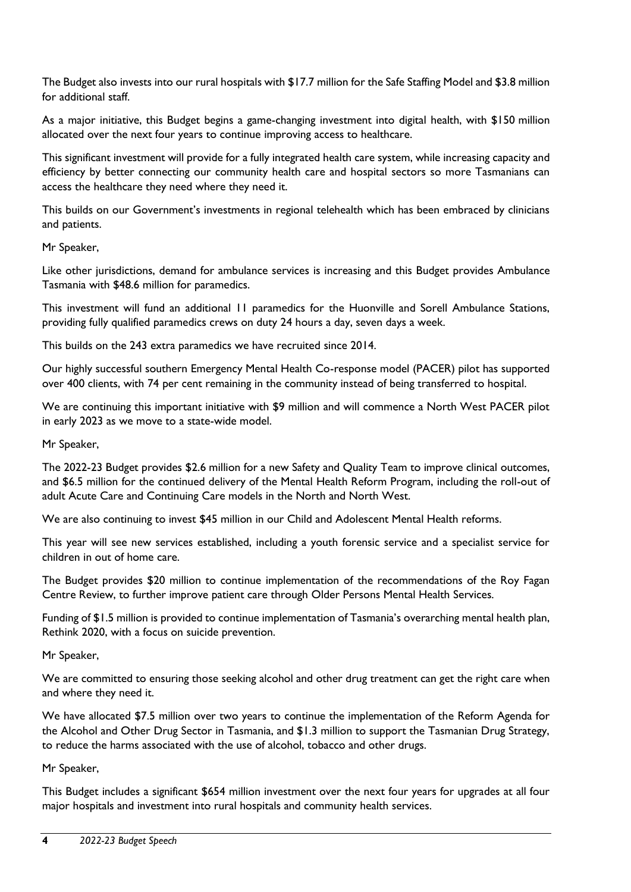The Budget also invests into our rural hospitals with $17.7 million for the Safe Staffing Model and $3.8 million for additional staff.

As a major initiative, this Budget begins a game-changing investment into digital health, with $150 million allocated over the next four years to continue improving access to healthcare.

This significant investment will provide for a fully integrated health care system, while increasing capacity and efficiency by better connecting our community health care and hospital sectors so more Tasmanians can access the healthcare they need where they need it.

This builds on our Government's investments in regional telehealth which has been embraced by clinicians and patients.

Mr Speaker,

Like other jurisdictions, demand for ambulance services is increasing and this Budget provides Ambulance Tasmania with $48.6 million for paramedics.

This investment will fund an additional 11 paramedics for the Huonville and Sorell Ambulance Stations, providing fully qualified paramedics crews on duty 24 hours a day, seven days a week.

This builds on the 243 extra paramedics we have recruited since 2014.

Our highly successful southern Emergency Mental Health Co-response model (PACER) pilot has supported over 400 clients, with 74 per cent remaining in the community instead of being transferred to hospital.

We are continuing this important initiative with $9 million and will commence a North West PACER pilot in early 2023 as we move to a state-wide model.

Mr Speaker,

The 2022-23 Budget provides $2.6 million for a new Safety and Quality Team to improve clinical outcomes, and $6.5 million for the continued delivery of the Mental Health Reform Program, including the roll-out of adult Acute Care and Continuing Care models in the North and North West.

We are also continuing to invest $45 million in our Child and Adolescent Mental Health reforms.

This year will see new services established, including a youth forensic service and a specialist service for children in out of home care.

The Budget provides $20 million to continue implementation of the recommendations of the Roy Fagan Centre Review, to further improve patient care through Older Persons Mental Health Services.

Funding of $1.5 million is provided to continue implementation of Tasmania's overarching mental health plan, Rethink 2020, with a focus on suicide prevention.

Mr Speaker,

We are committed to ensuring those seeking alcohol and other drug treatment can get the right care when and where they need it.

We have allocated $7.5 million over two years to continue the implementation of the Reform Agenda for the Alcohol and Other Drug Sector in Tasmania, and $1.3 million to support the Tasmanian Drug Strategy, to reduce the harms associated with the use of alcohol, tobacco and other drugs.

Mr Speaker,

This Budget includes a significant $654 million investment over the next four years for upgrades at all four major hospitals and investment into rural hospitals and community health services.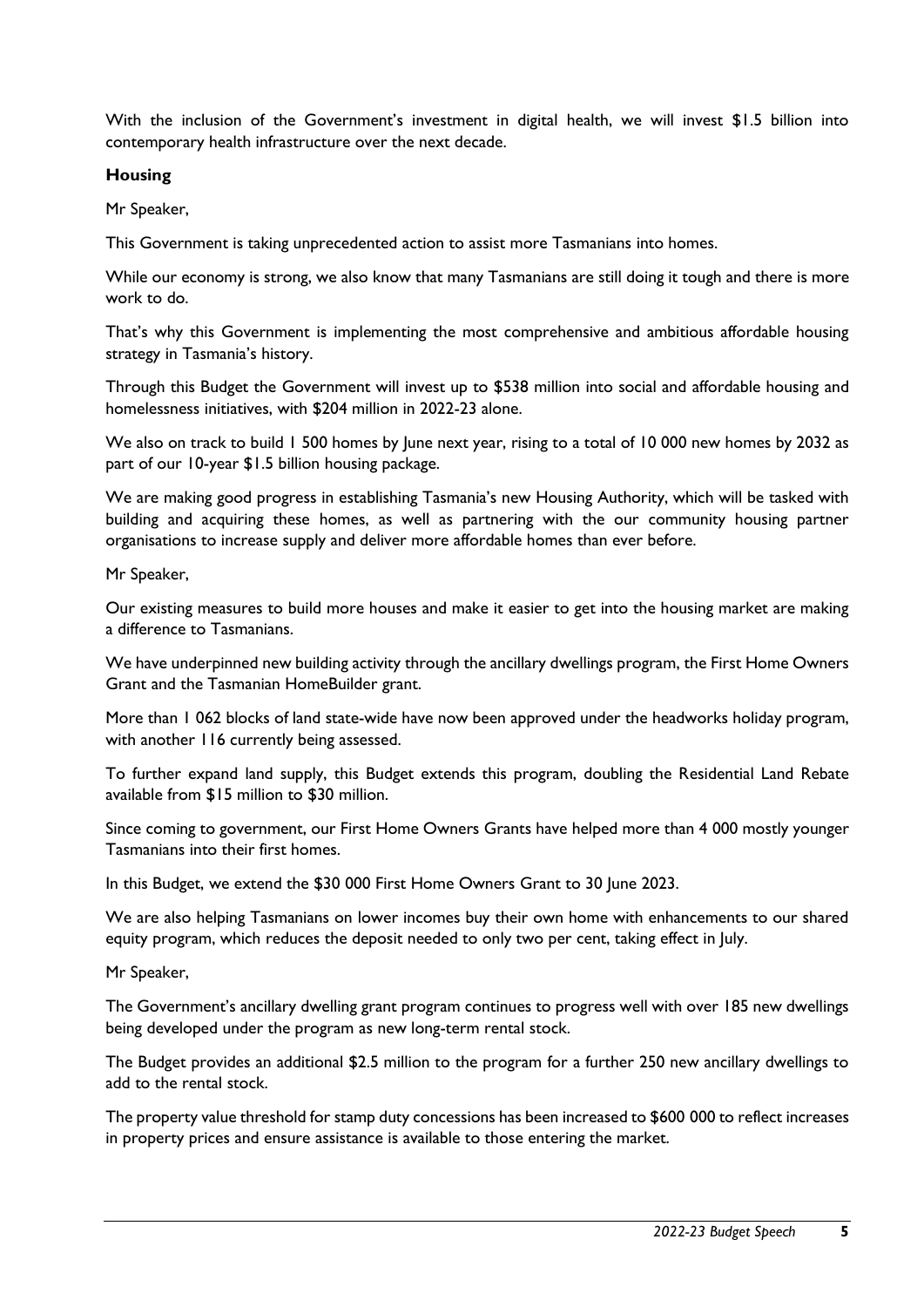With the inclusion of the Government's investment in digital health, we will invest $1.5 billion into contemporary health infrastructure over the next decade.

**Housing**

Mr Speaker,

This Government is taking unprecedented action to assist more Tasmanians into homes.

While our economy is strong, we also know that many Tasmanians are still doing it tough and there is more work to do.

That's why this Government is implementing the most comprehensive and ambitious affordable housing strategy in Tasmania's history.

Through this Budget the Government will invest up to $538 million into social and affordable housing and homelessness initiatives, with $204 million in 2022-23 alone.

We also on track to build 1 500 homes by June next year, rising to a total of 10 000 new homes by 2032 as part of our 10-year $1.5 billion housing package.

We are making good progress in establishing Tasmania's new Housing Authority, which will be tasked with building and acquiring these homes, as well as partnering with the our community housing partner organisations to increase supply and deliver more affordable homes than ever before.

Mr Speaker,

Our existing measures to build more houses and make it easier to get into the housing market are making a difference to Tasmanians.

We have underpinned new building activity through the ancillary dwellings program, the First Home Owners Grant and the Tasmanian HomeBuilder grant.

More than 1 062 blocks of land state-wide have now been approved under the headworks holiday program, with another 116 currently being assessed.

To further expand land supply, this Budget extends this program, doubling the Residential Land Rebate available from $15 million to $30 million.

Since coming to government, our First Home Owners Grants have helped more than 4 000 mostly younger Tasmanians into their first homes.

In this Budget, we extend the $30 000 First Home Owners Grant to 30 June 2023.

We are also helping Tasmanians on lower incomes buy their own home with enhancements to our shared equity program, which reduces the deposit needed to only two per cent, taking effect in July.

Mr Speaker,

The Government's ancillary dwelling grant program continues to progress well with over 185 new dwellings being developed under the program as new long-term rental stock.

The Budget provides an additional $2.5 million to the program for a further 250 new ancillary dwellings to add to the rental stock.

The property value threshold for stamp duty concessions has been increased to $600 000 to reflect increases in property prices and ensure assistance is available to those entering the market.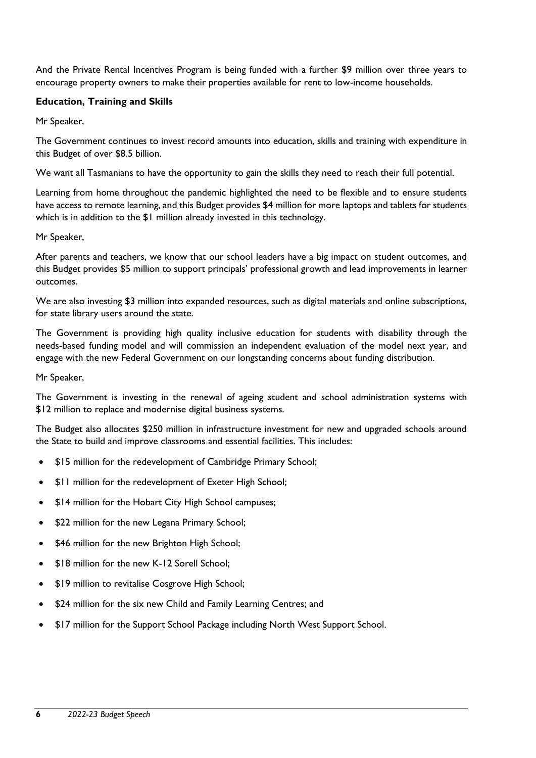And the Private Rental Incentives Program is being funded with a further $9 million over three years to encourage property owners to make their properties available for rent to low-income households.

**Education, Training and Skills**

Mr Speaker,

The Government continues to invest record amounts into education, skills and training with expenditure in this Budget of over $8.5 billion.

We want all Tasmanians to have the opportunity to gain the skills they need to reach their full potential.

Learning from home throughout the pandemic highlighted the need to be flexible and to ensure students have access to remote learning, and this Budget provides $4 million for more laptops and tablets for students which is in addition to the $1 million already invested in this technology.

Mr Speaker,

After parents and teachers, we know that our school leaders have a big impact on student outcomes, and this Budget provides $5 million to support principals' professional growth and lead improvements in learner outcomes.

We are also investing $3 million into expanded resources, such as digital materials and online subscriptions, for state library users around the state.

The Government is providing high quality inclusive education for students with disability through the needs-based funding model and will commission an independent evaluation of the model next year, and engage with the new Federal Government on our longstanding concerns about funding distribution.

Mr Speaker,

The Government is investing in the renewal of ageing student and school administration systems with $12 million to replace and modernise digital business systems.

The Budget also allocates $250 million in infrastructure investment for new and upgraded schools around the State to build and improve classrooms and essential facilities. This includes:

- $15 million for the redevelopment of Cambridge Primary School;
- $11 million for the redevelopment of Exeter High School;
- $14 million for the Hobart City High School campuses;
- $22 million for the new Legana Primary School;
- $46 million for the new Brighton High School;
- $18 million for the new K-12 Sorell School;
- $19 million to revitalise Cosgrove High School;
- $24 million for the six new Child and Family Learning Centres; and
- $17 million for the Support School Package including North West Support School.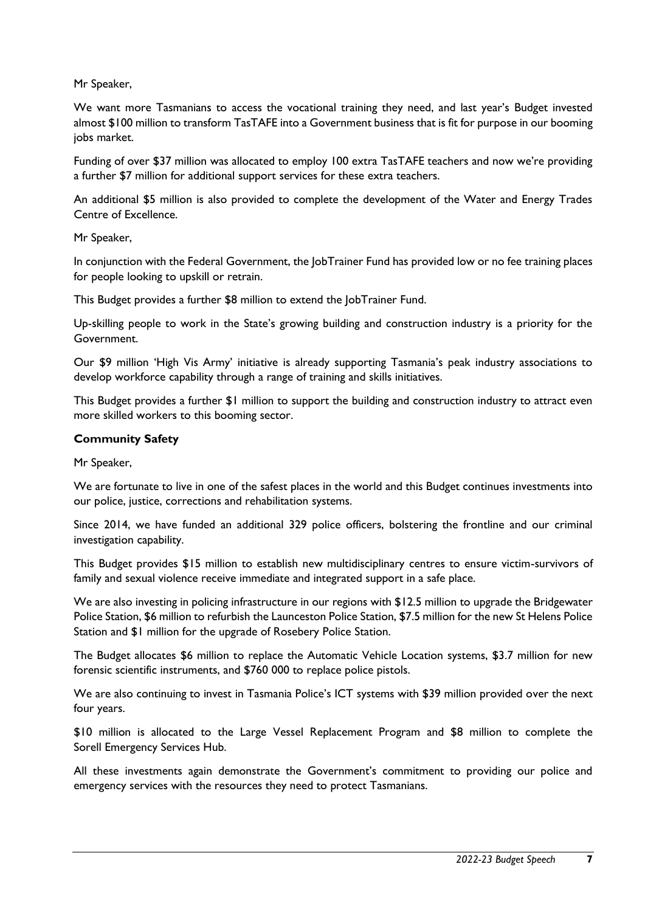Mr Speaker,

We want more Tasmanians to access the vocational training they need, and last year's Budget invested almost $100 million to transform TasTAFE into a Government business that is fit for purpose in our booming jobs market.

Funding of over $37 million was allocated to employ 100 extra TasTAFE teachers and now we're providing a further $7 million for additional support services for these extra teachers.

An additional $5 million is also provided to complete the development of the Water and Energy Trades Centre of Excellence.

Mr Speaker,

In conjunction with the Federal Government, the JobTrainer Fund has provided low or no fee training places for people looking to upskill or retrain.

This Budget provides a further $8 million to extend the JobTrainer Fund.

Up-skilling people to work in the State's growing building and construction industry is a priority for the Government.

Our $9 million 'High Vis Army' initiative is already supporting Tasmania's peak industry associations to develop workforce capability through a range of training and skills initiatives.

This Budget provides a further $1 million to support the building and construction industry to attract even more skilled workers to this booming sector.

**Community Safety**

Mr Speaker,

We are fortunate to live in one of the safest places in the world and this Budget continues investments into our police, justice, corrections and rehabilitation systems.

Since 2014, we have funded an additional 329 police officers, bolstering the frontline and our criminal investigation capability.

This Budget provides $15 million to establish new multidisciplinary centres to ensure victim-survivors of family and sexual violence receive immediate and integrated support in a safe place.

We are also investing in policing infrastructure in our regions with $12.5 million to upgrade the Bridgewater Police Station, $6 million to refurbish the Launceston Police Station, $7.5 million for the new St Helens Police Station and $1 million for the upgrade of Rosebery Police Station.

The Budget allocates $6 million to replace the Automatic Vehicle Location systems, $3.7 million for new forensic scientific instruments, and $760 000 to replace police pistols.

We are also continuing to invest in Tasmania Police's ICT systems with $39 million provided over the next four years.

$10 million is allocated to the Large Vessel Replacement Program and $8 million to complete the Sorell Emergency Services Hub.

All these investments again demonstrate the Government's commitment to providing our police and emergency services with the resources they need to protect Tasmanians.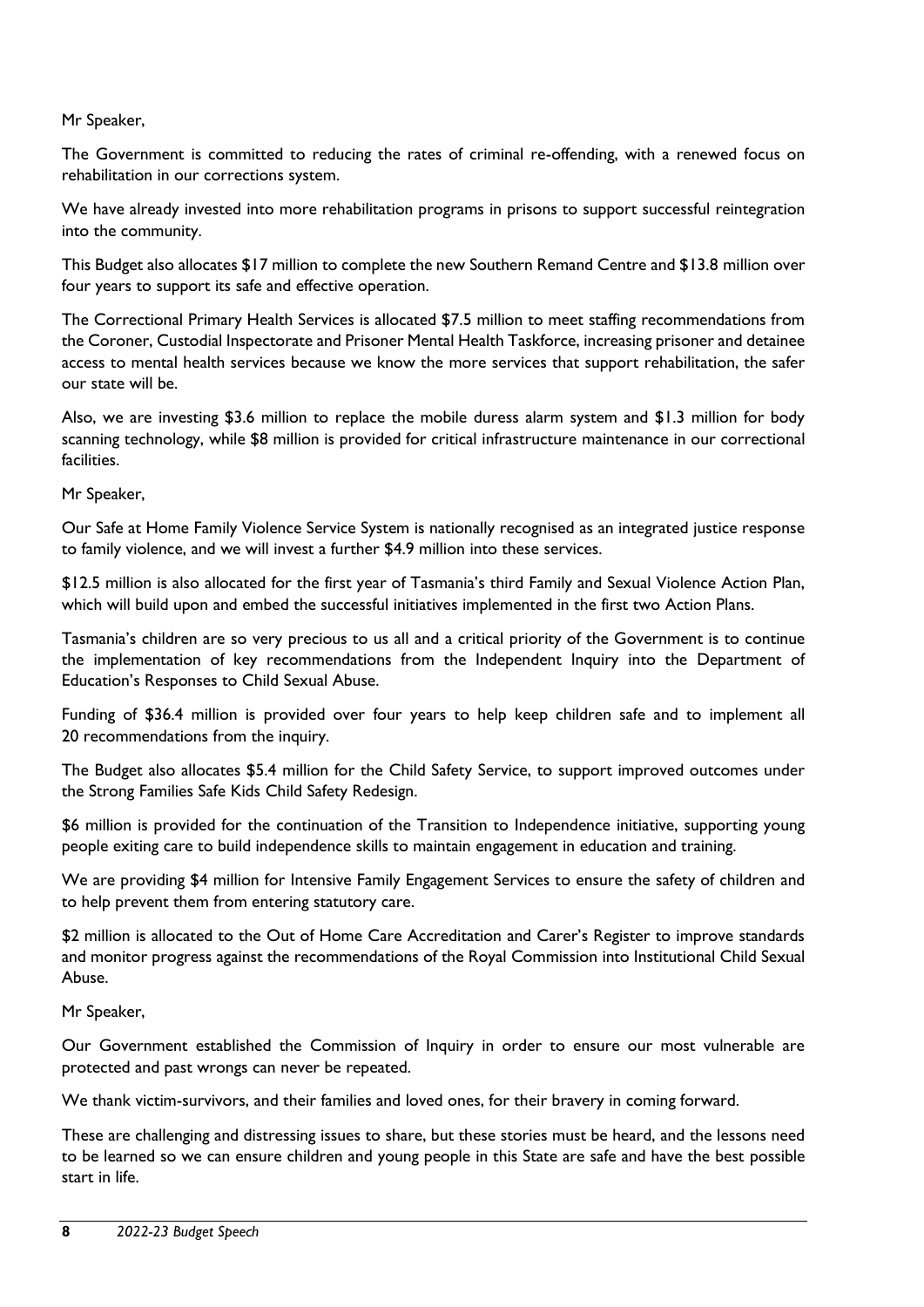Mr Speaker,

The Government is committed to reducing the rates of criminal re-offending, with a renewed focus on rehabilitation in our corrections system.

We have already invested into more rehabilitation programs in prisons to support successful reintegration into the community.

This Budget also allocates $17 million to complete the new Southern Remand Centre and $13.8 million over four years to support its safe and effective operation.

The Correctional Primary Health Services is allocated $7.5 million to meet staffing recommendations from the Coroner, Custodial Inspectorate and Prisoner Mental Health Taskforce, increasing prisoner and detainee access to mental health services because we know the more services that support rehabilitation, the safer our state will be.

Also, we are investing $3.6 million to replace the mobile duress alarm system and $1.3 million for body scanning technology, while $8 million is provided for critical infrastructure maintenance in our correctional facilities.

Mr Speaker,

Our Safe at Home Family Violence Service System is nationally recognised as an integrated justice response to family violence, and we will invest a further $4.9 million into these services.

$12.5 million is also allocated for the first year of Tasmania's third Family and Sexual Violence Action Plan, which will build upon and embed the successful initiatives implemented in the first two Action Plans.

Tasmania's children are so very precious to us all and a critical priority of the Government is to continue the implementation of key recommendations from the Independent Inquiry into the Department of Education's Responses to Child Sexual Abuse.

Funding of $36.4 million is provided over four years to help keep children safe and to implement all 20 recommendations from the inquiry.

The Budget also allocates $5.4 million for the Child Safety Service, to support improved outcomes under the Strong Families Safe Kids Child Safety Redesign.

$6 million is provided for the continuation of the Transition to Independence initiative, supporting young people exiting care to build independence skills to maintain engagement in education and training.

We are providing $4 million for Intensive Family Engagement Services to ensure the safety of children and to help prevent them from entering statutory care.

$2 million is allocated to the Out of Home Care Accreditation and Carer's Register to improve standards and monitor progress against the recommendations of the Royal Commission into Institutional Child Sexual Abuse.

Mr Speaker,

Our Government established the Commission of Inquiry in order to ensure our most vulnerable are protected and past wrongs can never be repeated.

We thank victim-survivors, and their families and loved ones, for their bravery in coming forward.

These are challenging and distressing issues to share, but these stories must be heard, and the lessons need to be learned so we can ensure children and young people in this State are safe and have the best possible start in life.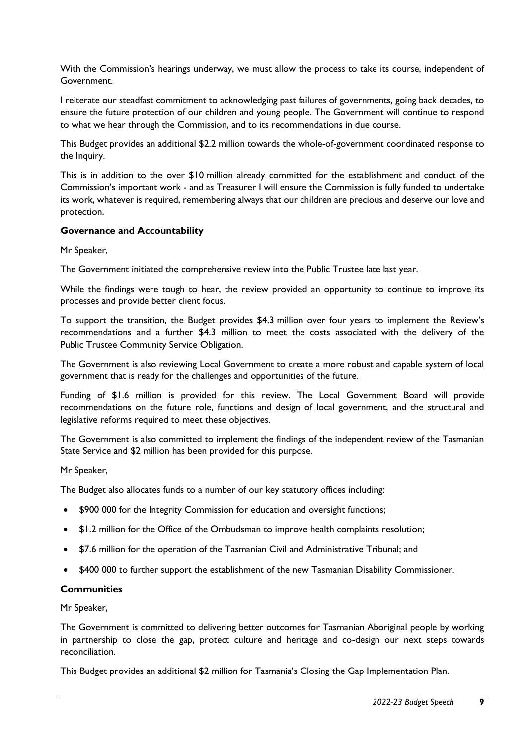With the Commission's hearings underway, we must allow the process to take its course, independent of Government.

I reiterate our steadfast commitment to acknowledging past failures of governments, going back decades, to ensure the future protection of our children and young people. The Government will continue to respond to what we hear through the Commission, and to its recommendations in due course.

This Budget provides an additional $2.2 million towards the whole-of-government coordinated response to the Inquiry.

This is in addition to the over $10 million already committed for the establishment and conduct of the Commission's important work - and as Treasurer I will ensure the Commission is fully funded to undertake its work, whatever is required, remembering always that our children are precious and deserve our love and protection.

**Governance and Accountability**

Mr Speaker,

The Government initiated the comprehensive review into the Public Trustee late last year.

While the findings were tough to hear, the review provided an opportunity to continue to improve its processes and provide better client focus.

To support the transition, the Budget provides $4.3 million over four years to implement the Review's recommendations and a further $4.3 million to meet the costs associated with the delivery of the Public Trustee Community Service Obligation.

The Government is also reviewing Local Government to create a more robust and capable system of local government that is ready for the challenges and opportunities of the future.

Funding of $1.6 million is provided for this review. The Local Government Board will provide recommendations on the future role, functions and design of local government, and the structural and legislative reforms required to meet these objectives.

The Government is also committed to implement the findings of the independent review of the Tasmanian State Service and $2 million has been provided for this purpose.

Mr Speaker,

The Budget also allocates funds to a number of our key statutory offices including:

- $900 000 for the Integrity Commission for education and oversight functions;
- $1.2 million for the Office of the Ombudsman to improve health complaints resolution;
- $7.6 million for the operation of the Tasmanian Civil and Administrative Tribunal; and
- $400 000 to further support the establishment of the new Tasmanian Disability Commissioner.

**Communities**

Mr Speaker,

The Government is committed to delivering better outcomes for Tasmanian Aboriginal people by working in partnership to close the gap, protect culture and heritage and co-design our next steps towards reconciliation.

This Budget provides an additional $2 million for Tasmania's Closing the Gap Implementation Plan.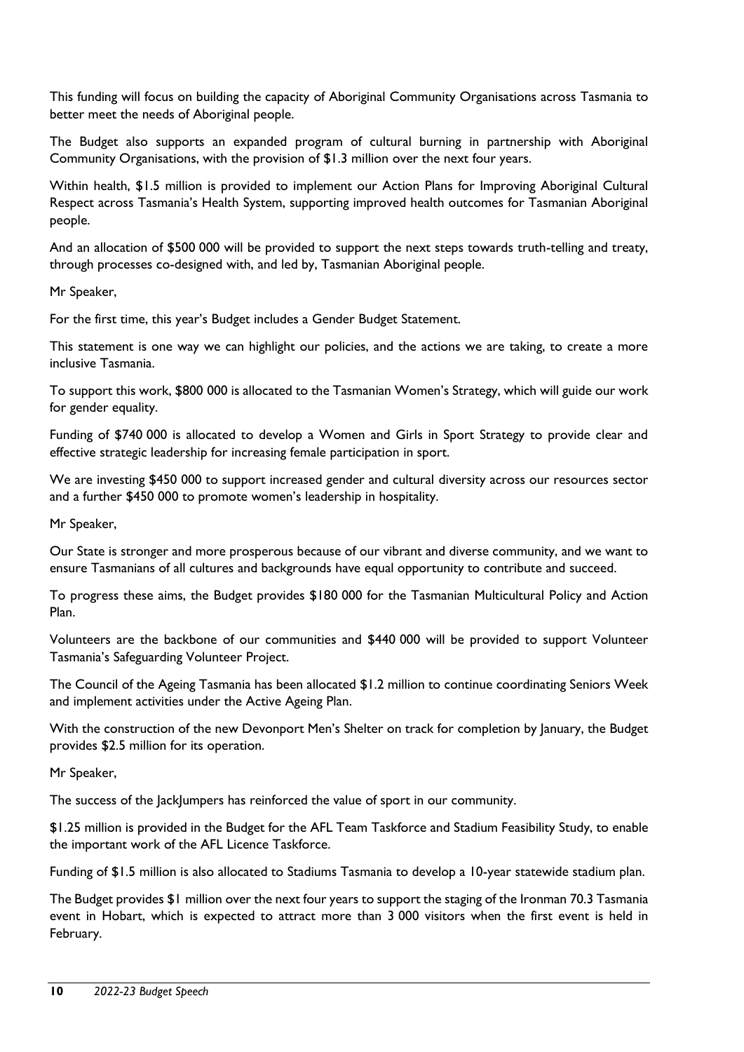This funding will focus on building the capacity of Aboriginal Community Organisations across Tasmania to better meet the needs of Aboriginal people.

The Budget also supports an expanded program of cultural burning in partnership with Aboriginal Community Organisations, with the provision of $1.3 million over the next four years.

Within health, $1.5 million is provided to implement our Action Plans for Improving Aboriginal Cultural Respect across Tasmania's Health System, supporting improved health outcomes for Tasmanian Aboriginal people.

And an allocation of $500 000 will be provided to support the next steps towards truth-telling and treaty, through processes co-designed with, and led by, Tasmanian Aboriginal people.

Mr Speaker,

For the first time, this year's Budget includes a Gender Budget Statement.

This statement is one way we can highlight our policies, and the actions we are taking, to create a more inclusive Tasmania.

To support this work, $800 000 is allocated to the Tasmanian Women's Strategy, which will guide our work for gender equality.

Funding of $740 000 is allocated to develop a Women and Girls in Sport Strategy to provide clear and effective strategic leadership for increasing female participation in sport.

We are investing $450 000 to support increased gender and cultural diversity across our resources sector and a further $450 000 to promote women's leadership in hospitality.

Mr Speaker,

Our State is stronger and more prosperous because of our vibrant and diverse community, and we want to ensure Tasmanians of all cultures and backgrounds have equal opportunity to contribute and succeed.

To progress these aims, the Budget provides $180 000 for the Tasmanian Multicultural Policy and Action Plan.

Volunteers are the backbone of our communities and $440 000 will be provided to support Volunteer Tasmania's Safeguarding Volunteer Project.

The Council of the Ageing Tasmania has been allocated $1.2 million to continue coordinating Seniors Week and implement activities under the Active Ageing Plan.

With the construction of the new Devonport Men's Shelter on track for completion by January, the Budget provides $2.5 million for its operation.

Mr Speaker,

The success of the JackJumpers has reinforced the value of sport in our community.

$1.25 million is provided in the Budget for the AFL Team Taskforce and Stadium Feasibility Study, to enable the important work of the AFL Licence Taskforce.

Funding of $1.5 million is also allocated to Stadiums Tasmania to develop a 10-year statewide stadium plan.

The Budget provides $1 million over the next four years to support the staging of the Ironman 70.3 Tasmania event in Hobart, which is expected to attract more than 3 000 visitors when the first event is held in February.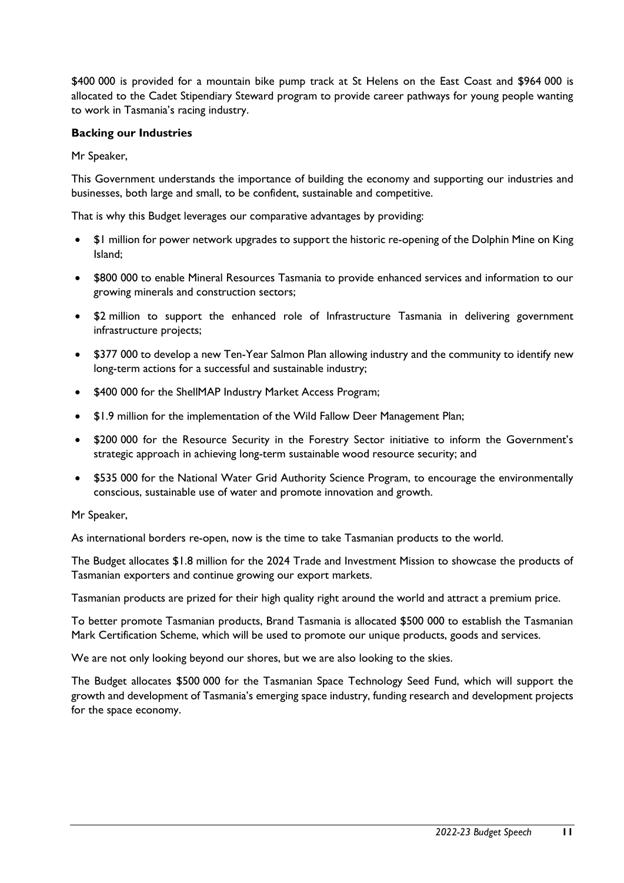$400 000 is provided for a mountain bike pump track at St Helens on the East Coast and $964 000 is allocated to the Cadet Stipendiary Steward program to provide career pathways for young people wanting to work in Tasmania's racing industry.

**Backing our Industries**

Mr Speaker,

This Government understands the importance of building the economy and supporting our industries and businesses, both large and small, to be confident, sustainable and competitive.

That is why this Budget leverages our comparative advantages by providing:

- $1 million for power network upgrades to support the historic re-opening of the Dolphin Mine on King Island;
- $800 000 to enable Mineral Resources Tasmania to provide enhanced services and information to our growing minerals and construction sectors;
- $2 million to support the enhanced role of Infrastructure Tasmania in delivering government infrastructure projects;
- $377 000 to develop a new Ten-Year Salmon Plan allowing industry and the community to identify new long-term actions for a successful and sustainable industry;
- $400 000 for the ShellMAP Industry Market Access Program;
- $1.9 million for the implementation of the Wild Fallow Deer Management Plan;
- $200 000 for the Resource Security in the Forestry Sector initiative to inform the Government's strategic approach in achieving long-term sustainable wood resource security; and
- $535 000 for the National Water Grid Authority Science Program, to encourage the environmentally conscious, sustainable use of water and promote innovation and growth.

Mr Speaker,

As international borders re-open, now is the time to take Tasmanian products to the world.

The Budget allocates $1.8 million for the 2024 Trade and Investment Mission to showcase the products of Tasmanian exporters and continue growing our export markets.

Tasmanian products are prized for their high quality right around the world and attract a premium price.

To better promote Tasmanian products, Brand Tasmania is allocated $500 000 to establish the Tasmanian Mark Certification Scheme, which will be used to promote our unique products, goods and services.

We are not only looking beyond our shores, but we are also looking to the skies.

The Budget allocates $500 000 for the Tasmanian Space Technology Seed Fund, which will support the growth and development of Tasmania's emerging space industry, funding research and development projects for the space economy.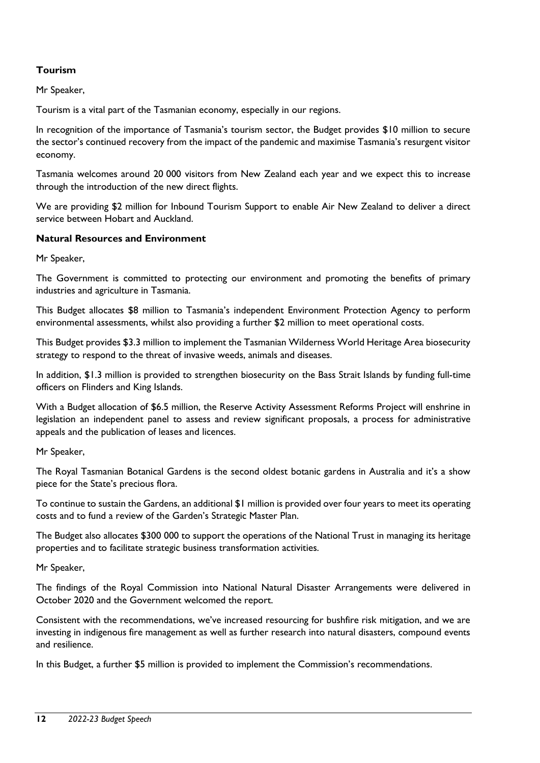**Tourism**

Mr Speaker,

Tourism is a vital part of the Tasmanian economy, especially in our regions.

In recognition of the importance of Tasmania's tourism sector, the Budget provides $10 million to secure the sector's continued recovery from the impact of the pandemic and maximise Tasmania's resurgent visitor economy.

Tasmania welcomes around 20 000 visitors from New Zealand each year and we expect this to increase through the introduction of the new direct flights.

We are providing $2 million for Inbound Tourism Support to enable Air New Zealand to deliver a direct service between Hobart and Auckland.

**Natural Resources and Environment**

Mr Speaker,

The Government is committed to protecting our environment and promoting the benefits of primary industries and agriculture in Tasmania.

This Budget allocates $8 million to Tasmania's independent Environment Protection Agency to perform environmental assessments, whilst also providing a further $2 million to meet operational costs.

This Budget provides $3.3 million to implement the Tasmanian Wilderness World Heritage Area biosecurity strategy to respond to the threat of invasive weeds, animals and diseases.

In addition, $1.3 million is provided to strengthen biosecurity on the Bass Strait Islands by funding full-time officers on Flinders and King Islands.

With a Budget allocation of $6.5 million, the Reserve Activity Assessment Reforms Project will enshrine in legislation an independent panel to assess and review significant proposals, a process for administrative appeals and the publication of leases and licences.

Mr Speaker,

The Royal Tasmanian Botanical Gardens is the second oldest botanic gardens in Australia and it's a show piece for the State's precious flora.

To continue to sustain the Gardens, an additional $1 million is provided over four years to meet its operating costs and to fund a review of the Garden's Strategic Master Plan.

The Budget also allocates $300 000 to support the operations of the National Trust in managing its heritage properties and to facilitate strategic business transformation activities.

Mr Speaker,

The findings of the Royal Commission into National Natural Disaster Arrangements were delivered in October 2020 and the Government welcomed the report.

Consistent with the recommendations, we've increased resourcing for bushfire risk mitigation, and we are investing in indigenous fire management as well as further research into natural disasters, compound events and resilience.

In this Budget, a further $5 million is provided to implement the Commission's recommendations.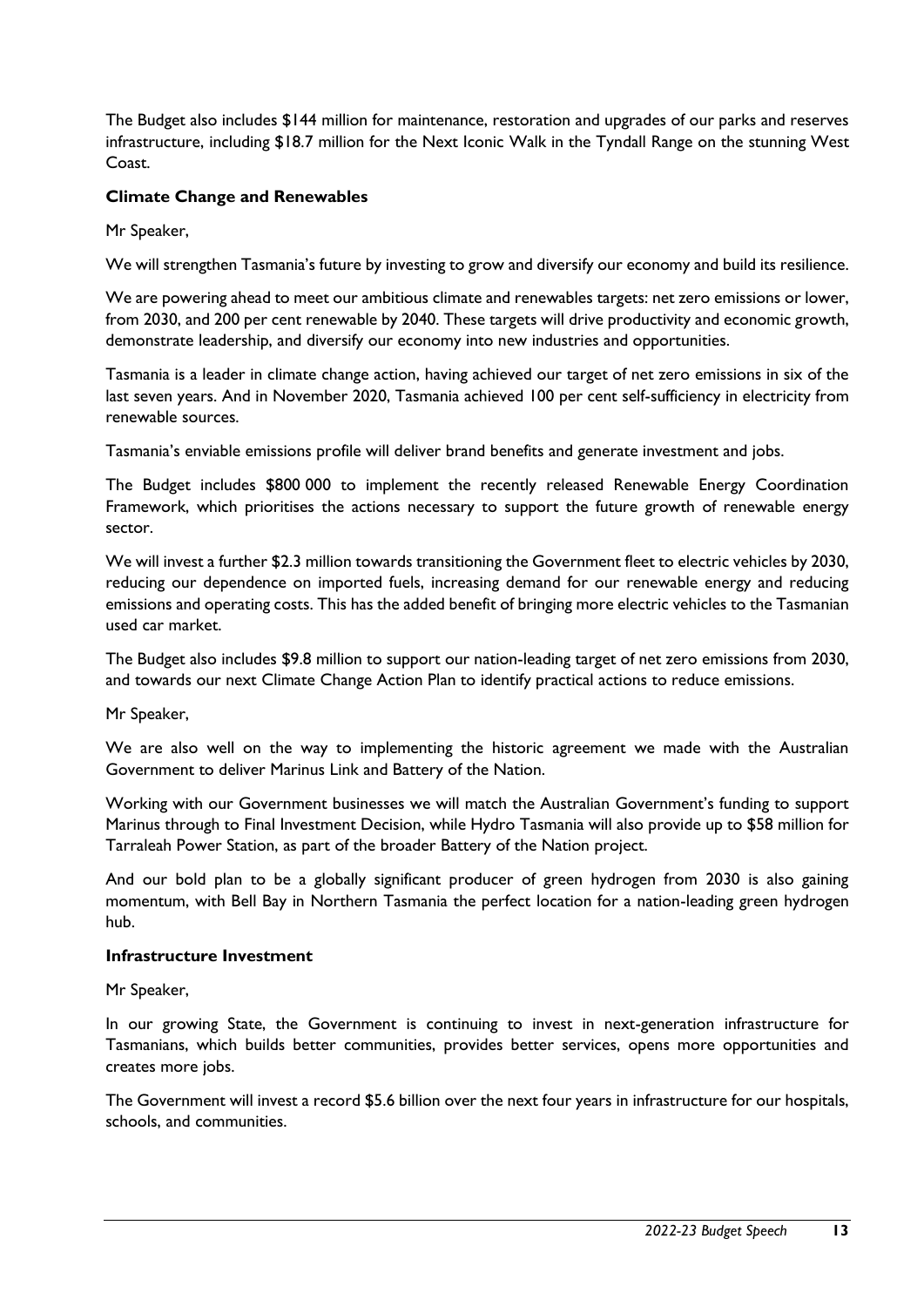The Budget also includes $144 million for maintenance, restoration and upgrades of our parks and reserves infrastructure, including $18.7 million for the Next Iconic Walk in the Tyndall Range on the stunning West Coast.

**Climate Change and Renewables**

Mr Speaker,

We will strengthen Tasmania's future by investing to grow and diversify our economy and build its resilience.

We are powering ahead to meet our ambitious climate and renewables targets: net zero emissions or lower, from 2030, and 200 per cent renewable by 2040. These targets will drive productivity and economic growth, demonstrate leadership, and diversify our economy into new industries and opportunities.

Tasmania is a leader in climate change action, having achieved our target of net zero emissions in six of the last seven years. And in November 2020, Tasmania achieved 100 per cent self-sufficiency in electricity from renewable sources.

Tasmania's enviable emissions profile will deliver brand benefits and generate investment and jobs.

The Budget includes $800 000 to implement the recently released Renewable Energy Coordination Framework, which prioritises the actions necessary to support the future growth of renewable energy sector.

We will invest a further $2.3 million towards transitioning the Government fleet to electric vehicles by 2030, reducing our dependence on imported fuels, increasing demand for our renewable energy and reducing emissions and operating costs. This has the added benefit of bringing more electric vehicles to the Tasmanian used car market.

The Budget also includes $9.8 million to support our nation-leading target of net zero emissions from 2030, and towards our next Climate Change Action Plan to identify practical actions to reduce emissions.

Mr Speaker,

We are also well on the way to implementing the historic agreement we made with the Australian Government to deliver Marinus Link and Battery of the Nation.

Working with our Government businesses we will match the Australian Government's funding to support Marinus through to Final Investment Decision, while Hydro Tasmania will also provide up to $58 million for Tarraleah Power Station, as part of the broader Battery of the Nation project.

And our bold plan to be a globally significant producer of green hydrogen from 2030 is also gaining momentum, with Bell Bay in Northern Tasmania the perfect location for a nation-leading green hydrogen hub.

**Infrastructure Investment**

Mr Speaker,

In our growing State, the Government is continuing to invest in next-generation infrastructure for Tasmanians, which builds better communities, provides better services, opens more opportunities and creates more jobs.

The Government will invest a record $5.6 billion over the next four years in infrastructure for our hospitals, schools, and communities.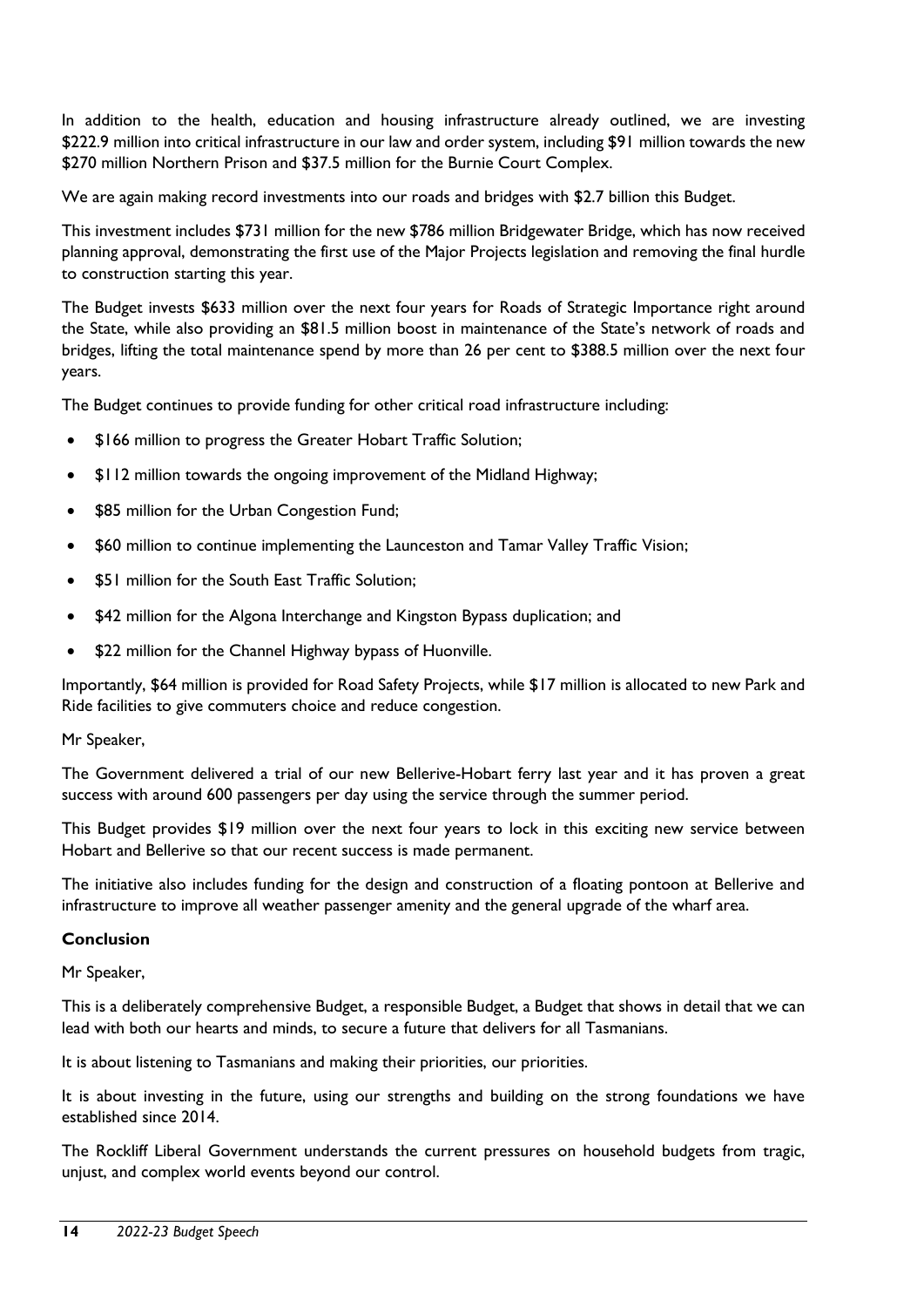In addition to the health, education and housing infrastructure already outlined, we are investing $222.9 million into critical infrastructure in our law and order system, including $91 million towards the new $270 million Northern Prison and $37.5 million for the Burnie Court Complex.

We are again making record investments into our roads and bridges with $2.7 billion this Budget.

This investment includes $731 million for the new $786 million Bridgewater Bridge, which has now received planning approval, demonstrating the first use of the Major Projects legislation and removing the final hurdle to construction starting this year.

The Budget invests $633 million over the next four years for Roads of Strategic Importance right around the State, while also providing an $81.5 million boost in maintenance of the State's network of roads and bridges, lifting the total maintenance spend by more than 26 per cent to $388.5 million over the next four years.

The Budget continues to provide funding for other critical road infrastructure including:

- $166 million to progress the Greater Hobart Traffic Solution;
- $112 million towards the ongoing improvement of the Midland Highway;
- $85 million for the Urban Congestion Fund;
- $60 million to continue implementing the Launceston and Tamar Valley Traffic Vision;
- $51 million for the South East Traffic Solution;
- $42 million for the Algona Interchange and Kingston Bypass duplication; and
- $22 million for the Channel Highway bypass of Huonville.

Importantly, $64 million is provided for Road Safety Projects, while $17 million is allocated to new Park and Ride facilities to give commuters choice and reduce congestion.

Mr Speaker,

The Government delivered a trial of our new Bellerive-Hobart ferry last year and it has proven a great success with around 600 passengers per day using the service through the summer period.

This Budget provides $19 million over the next four years to lock in this exciting new service between Hobart and Bellerive so that our recent success is made permanent.

The initiative also includes funding for the design and construction of a floating pontoon at Bellerive and infrastructure to improve all weather passenger amenity and the general upgrade of the wharf area.

**Conclusion**

Mr Speaker,

This is a deliberately comprehensive Budget, a responsible Budget, a Budget that shows in detail that we can lead with both our hearts and minds, to secure a future that delivers for all Tasmanians.

It is about listening to Tasmanians and making their priorities, our priorities.

It is about investing in the future, using our strengths and building on the strong foundations we have established since 2014.

The Rockliff Liberal Government understands the current pressures on household budgets from tragic, unjust, and complex world events beyond our control.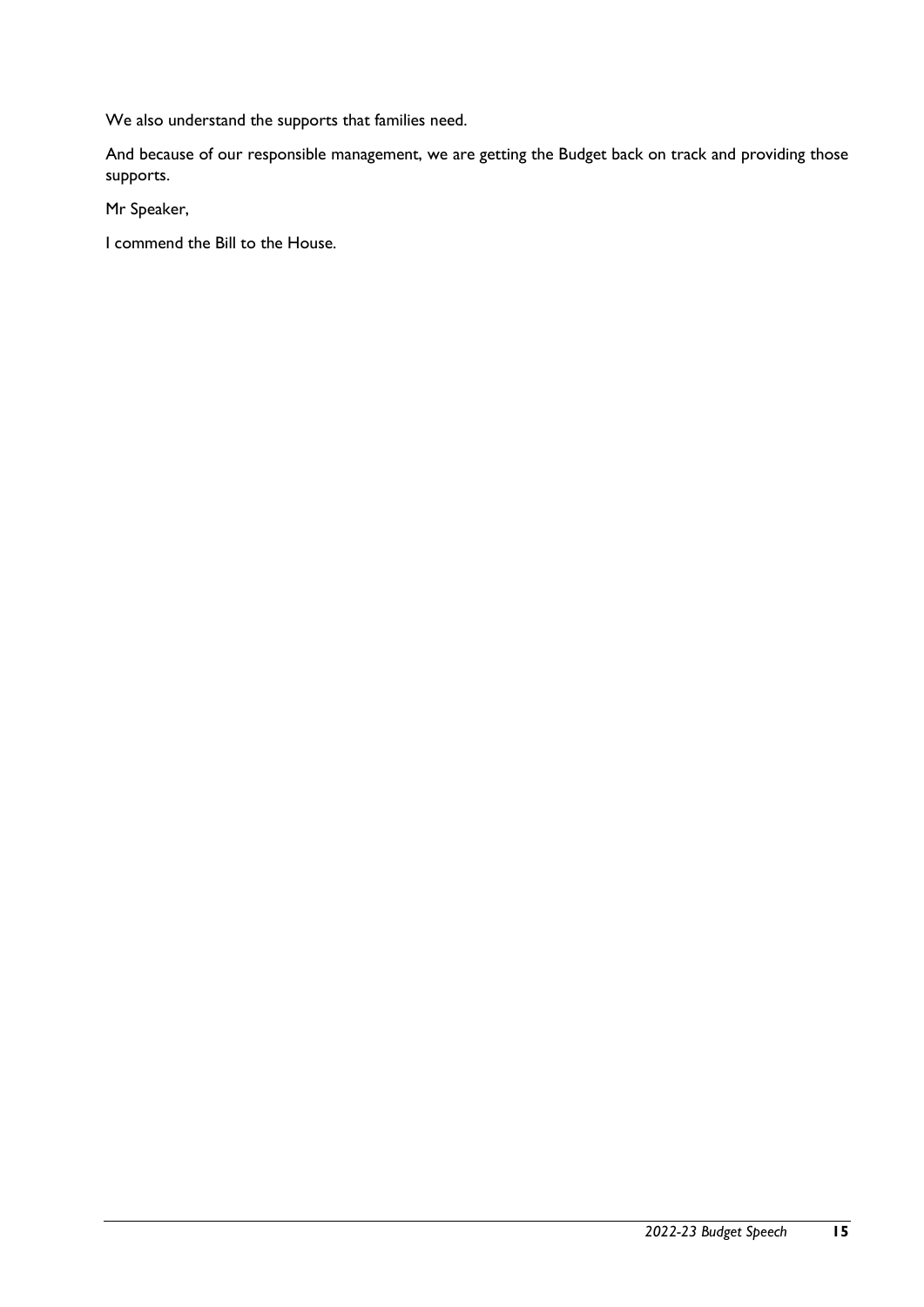We also understand the supports that families need.

And because of our responsible management, we are getting the Budget back on track and providing those supports.

Mr Speaker,

I commend the Bill to the House.